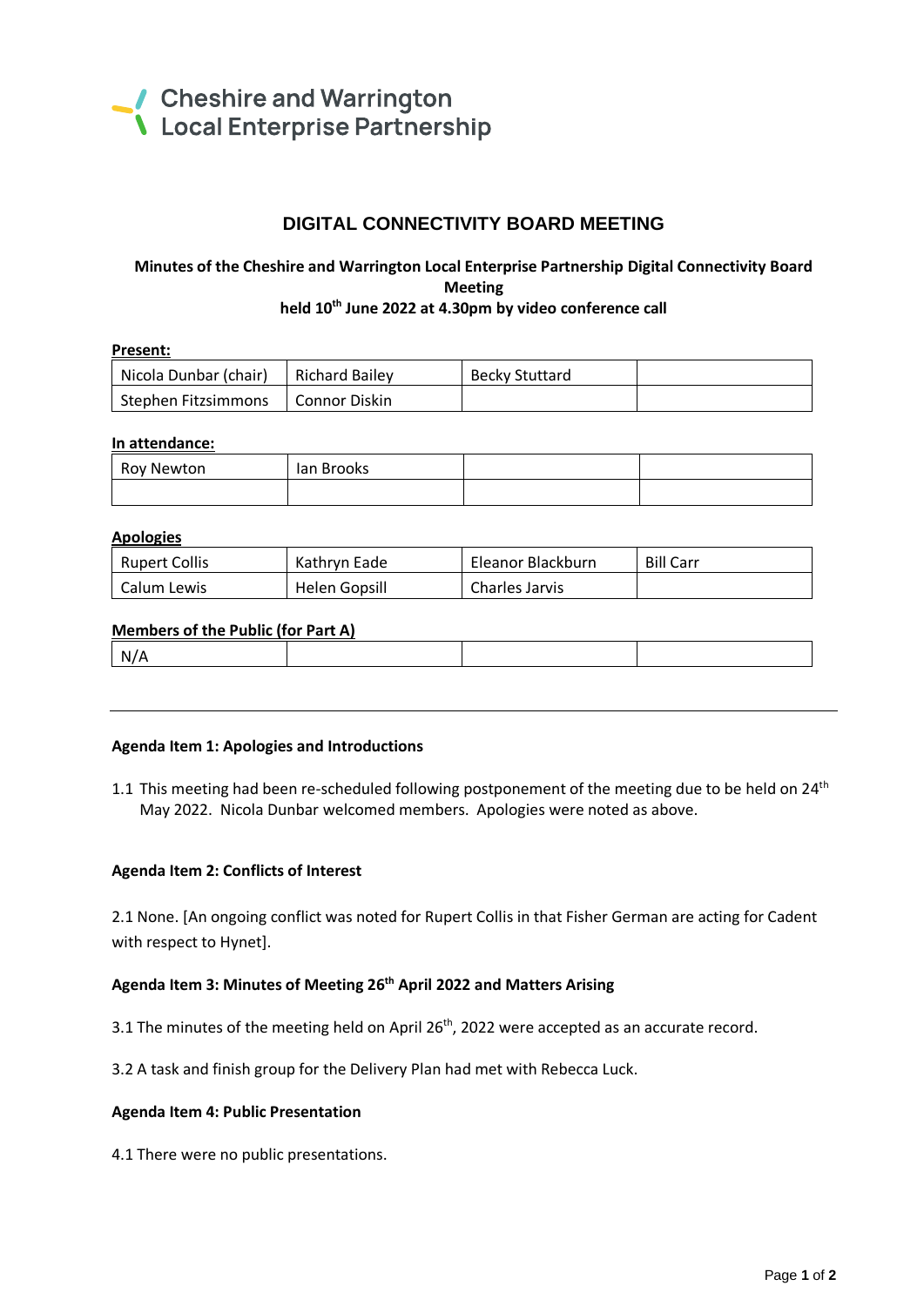Cheshire and Warrington
Local Enterprise Partnership

# DIGITAL CONNECTIVITY BOARD MEETING

**Minutes of the Cheshire and Warrington Local Enterprise Partnership Digital Connectivity Board Meeting held 10th June 2022 at 4.30pm by video conference call**

**Present:**

| Nicola Dunbar (chair) | Richard Bailey | Becky Stuttard | |
|---|---|---|---|
| Stephen Fitzsimmons | Connor Diskin | | |

**In attendance:**

| Roy Newton | Ian Brooks | | |
|---|---|---|---|
| | | | |

**Apologies**

| Rupert Collis | Kathryn Eade | Eleanor Blackburn | Bill Carr |
|---|---|---|---|
| Calum Lewis | Helen Gopsill | Charles Jarvis | |

**Members of the Public (for Part A)**

| N/A | | | |
|---|---|---|---|

---

**Agenda Item 1: Apologies and Introductions**

1.1 This meeting had been re-scheduled following postponement of the meeting due to be held on 24th May 2022. Nicola Dunbar welcomed members. Apologies were noted as above.

**Agenda Item 2: Conflicts of Interest**

2.1 None. [An ongoing conflict was noted for Rupert Collis in that Fisher German are acting for Cadent with respect to Hynet].

**Agenda Item 3: Minutes of Meeting 26th April 2022 and Matters Arising**

3.1 The minutes of the meeting held on April 26th, 2022 were accepted as an accurate record.

3.2 A task and finish group for the Delivery Plan had met with Rebecca Luck.

**Agenda Item 4: Public Presentation**

4.1 There were no public presentations.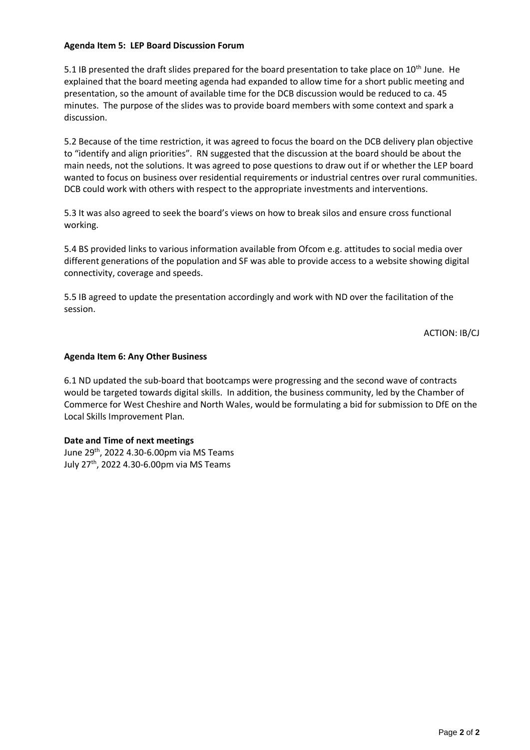**Agenda Item 5: LEP Board Discussion Forum**

5.1 IB presented the draft slides prepared for the board presentation to take place on 10th June. He explained that the board meeting agenda had expanded to allow time for a short public meeting and presentation, so the amount of available time for the DCB discussion would be reduced to ca. 45 minutes. The purpose of the slides was to provide board members with some context and spark a discussion.

5.2 Because of the time restriction, it was agreed to focus the board on the DCB delivery plan objective to "identify and align priorities". RN suggested that the discussion at the board should be about the main needs, not the solutions. It was agreed to pose questions to draw out if or whether the LEP board wanted to focus on business over residential requirements or industrial centres over rural communities. DCB could work with others with respect to the appropriate investments and interventions.

5.3 It was also agreed to seek the board's views on how to break silos and ensure cross functional working.

5.4 BS provided links to various information available from Ofcom e.g. attitudes to social media over different generations of the population and SF was able to provide access to a website showing digital connectivity, coverage and speeds.

5.5 IB agreed to update the presentation accordingly and work with ND over the facilitation of the session.

ACTION: IB/CJ

**Agenda Item 6: Any Other Business**

6.1 ND updated the sub-board that bootcamps were progressing and the second wave of contracts would be targeted towards digital skills. In addition, the business community, led by the Chamber of Commerce for West Cheshire and North Wales, would be formulating a bid for submission to DfE on the Local Skills Improvement Plan.

**Date and Time of next meetings**

June 29th, 2022 4.30-6.00pm via MS Teams
July 27th, 2022 4.30-6.00pm via MS Teams